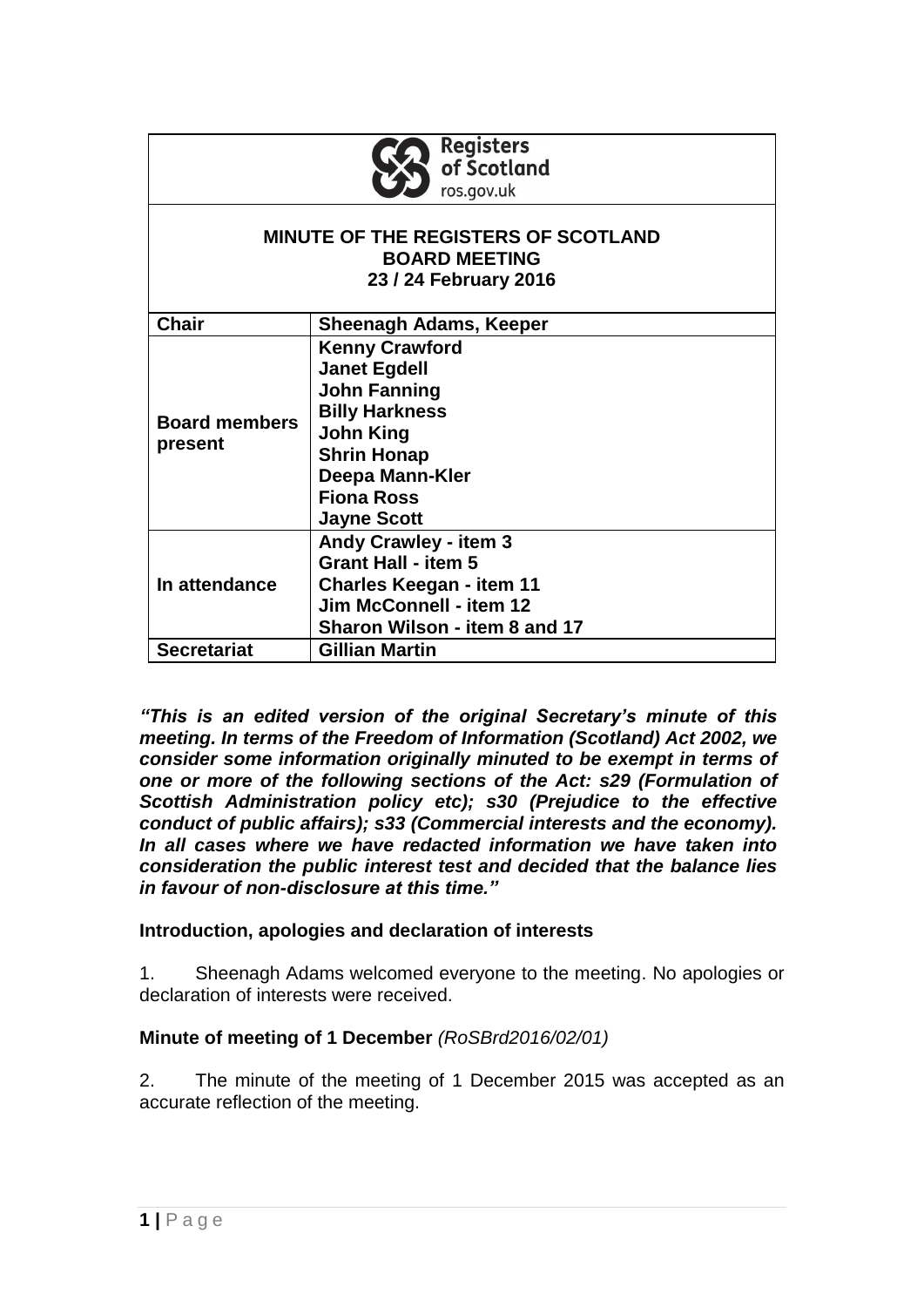Registers of Scotland
ros.gov.uk

# MINUTE OF THE REGISTERS OF SCOTLAND BOARD MEETING 23 / 24 February 2016

| | |
|---|---|
| **Chair** | **Sheenagh Adams, Keeper** |
| **Board members present** | **Kenny Crawford**<br>**Janet Egdell**<br>**John Fanning**<br>**Billy Harkness**<br>**John King**<br>**Shrin Honap**<br>**Deepa Mann-Kler**<br>**Fiona Ross**<br>**Jayne Scott** |
| **In attendance** | **Andy Crawley - item 3**<br>**Grant Hall - item 5**<br>**Charles Keegan - item 11**<br>**Jim McConnell - item 12**<br>**Sharon Wilson - item 8 and 17** |
| **Secretariat** | **Gillian Martin** |

***"This is an edited version of the original Secretary's minute of this meeting. In terms of the Freedom of Information (Scotland) Act 2002, we consider some information originally minuted to be exempt in terms of one or more of the following sections of the Act: s29 (Formulation of Scottish Administration policy etc); s30 (Prejudice to the effective conduct of public affairs); s33 (Commercial interests and the economy). In all cases where we have redacted information we have taken into consideration the public interest test and decided that the balance lies in favour of non-disclosure at this time."***

**Introduction, apologies and declaration of interests**

1. Sheenagh Adams welcomed everyone to the meeting. No apologies or declaration of interests were received.

**Minute of meeting of 1 December** *(RoSBrd2016/02/01)*

2. The minute of the meeting of 1 December 2015 was accepted as an accurate reflection of the meeting.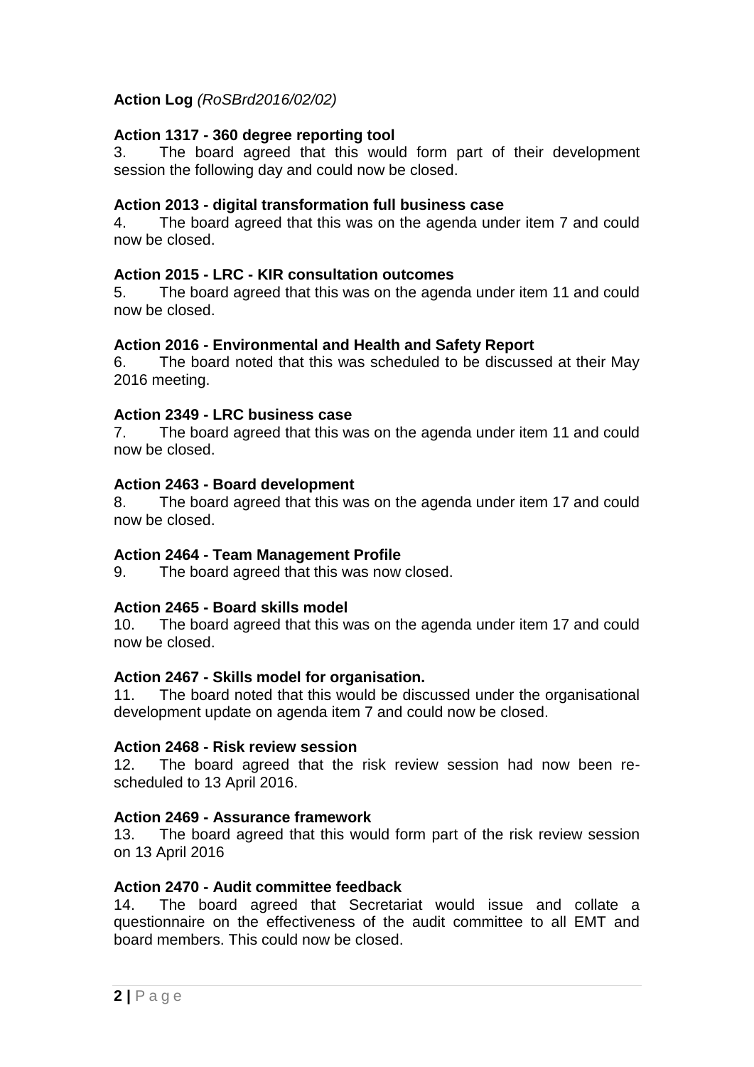**Action Log** *(RoSBrd2016/02/02)*

**Action 1317 - 360 degree reporting tool**

3. The board agreed that this would form part of their development session the following day and could now be closed.

**Action 2013 - digital transformation full business case**

4. The board agreed that this was on the agenda under item 7 and could now be closed.

**Action 2015 - LRC - KIR consultation outcomes**

5. The board agreed that this was on the agenda under item 11 and could now be closed.

**Action 2016 - Environmental and Health and Safety Report**

6. The board noted that this was scheduled to be discussed at their May 2016 meeting.

**Action 2349 - LRC business case**

7. The board agreed that this was on the agenda under item 11 and could now be closed.

**Action 2463 - Board development**

8. The board agreed that this was on the agenda under item 17 and could now be closed.

**Action 2464 - Team Management Profile**

9. The board agreed that this was now closed.

**Action 2465 - Board skills model**

10. The board agreed that this was on the agenda under item 17 and could now be closed.

**Action 2467 - Skills model for organisation.**

11. The board noted that this would be discussed under the organisational development update on agenda item 7 and could now be closed.

**Action 2468 - Risk review session**

12. The board agreed that the risk review session had now been re-scheduled to 13 April 2016.

**Action 2469 - Assurance framework**

13. The board agreed that this would form part of the risk review session on 13 April 2016

**Action 2470 - Audit committee feedback**

14. The board agreed that Secretariat would issue and collate a questionnaire on the effectiveness of the audit committee to all EMT and board members. This could now be closed.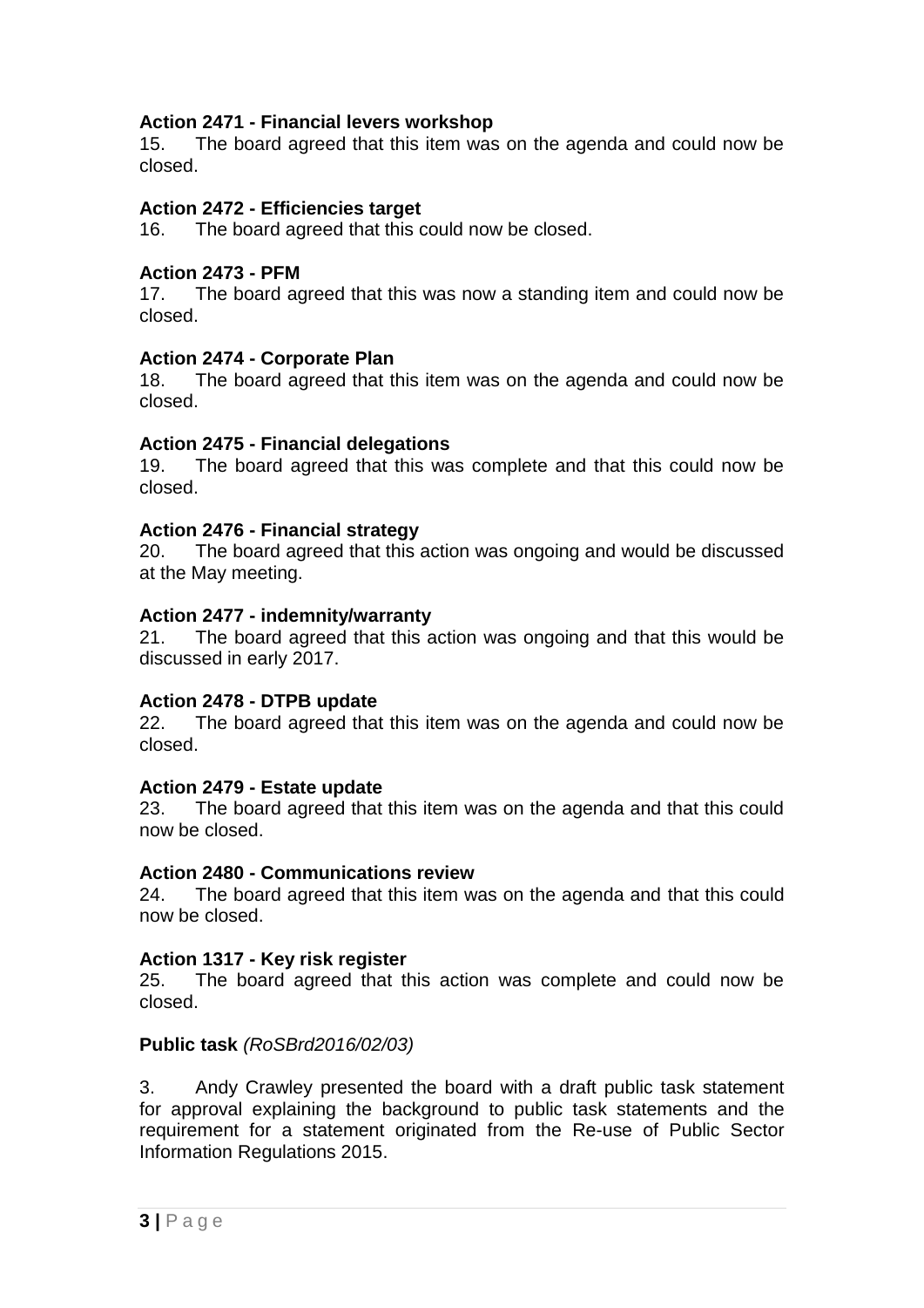**Action 2471 - Financial levers workshop**
15. The board agreed that this item was on the agenda and could now be closed.

**Action 2472 - Efficiencies target**
16. The board agreed that this could now be closed.

**Action 2473 - PFM**
17. The board agreed that this was now a standing item and could now be closed.

**Action 2474 - Corporate Plan**
18. The board agreed that this item was on the agenda and could now be closed.

**Action 2475 - Financial delegations**
19. The board agreed that this was complete and that this could now be closed.

**Action 2476 - Financial strategy**
20. The board agreed that this action was ongoing and would be discussed at the May meeting.

**Action 2477 - indemnity/warranty**
21. The board agreed that this action was ongoing and that this would be discussed in early 2017.

**Action 2478 - DTPB update**
22. The board agreed that this item was on the agenda and could now be closed.

**Action 2479 - Estate update**
23. The board agreed that this item was on the agenda and that this could now be closed.

**Action 2480 - Communications review**
24. The board agreed that this item was on the agenda and that this could now be closed.

**Action 1317 - Key risk register**
25. The board agreed that this action was complete and could now be closed.

**Public task** *(RoSBrd2016/02/03)*

3. Andy Crawley presented the board with a draft public task statement for approval explaining the background to public task statements and the requirement for a statement originated from the Re-use of Public Sector Information Regulations 2015.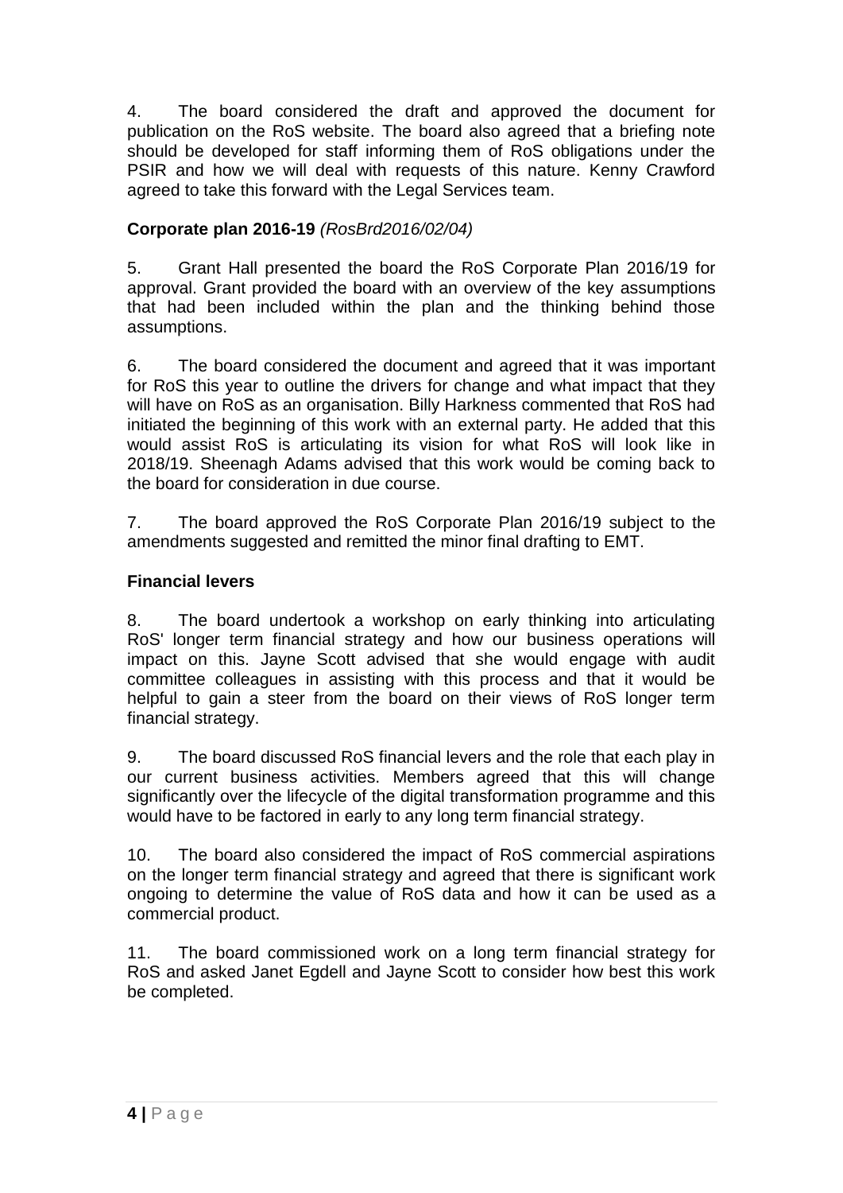4. The board considered the draft and approved the document for publication on the RoS website. The board also agreed that a briefing note should be developed for staff informing them of RoS obligations under the PSIR and how we will deal with requests of this nature. Kenny Crawford agreed to take this forward with the Legal Services team.

**Corporate plan 2016-19** *(RosBrd2016/02/04)*

5. Grant Hall presented the board the RoS Corporate Plan 2016/19 for approval. Grant provided the board with an overview of the key assumptions that had been included within the plan and the thinking behind those assumptions.

6. The board considered the document and agreed that it was important for RoS this year to outline the drivers for change and what impact that they will have on RoS as an organisation. Billy Harkness commented that RoS had initiated the beginning of this work with an external party. He added that this would assist RoS is articulating its vision for what RoS will look like in 2018/19. Sheenagh Adams advised that this work would be coming back to the board for consideration in due course.

7. The board approved the RoS Corporate Plan 2016/19 subject to the amendments suggested and remitted the minor final drafting to EMT.

**Financial levers**

8. The board undertook a workshop on early thinking into articulating RoS' longer term financial strategy and how our business operations will impact on this. Jayne Scott advised that she would engage with audit committee colleagues in assisting with this process and that it would be helpful to gain a steer from the board on their views of RoS longer term financial strategy.

9. The board discussed RoS financial levers and the role that each play in our current business activities. Members agreed that this will change significantly over the lifecycle of the digital transformation programme and this would have to be factored in early to any long term financial strategy.

10. The board also considered the impact of RoS commercial aspirations on the longer term financial strategy and agreed that there is significant work ongoing to determine the value of RoS data and how it can be used as a commercial product.

11. The board commissioned work on a long term financial strategy for RoS and asked Janet Egdell and Jayne Scott to consider how best this work be completed.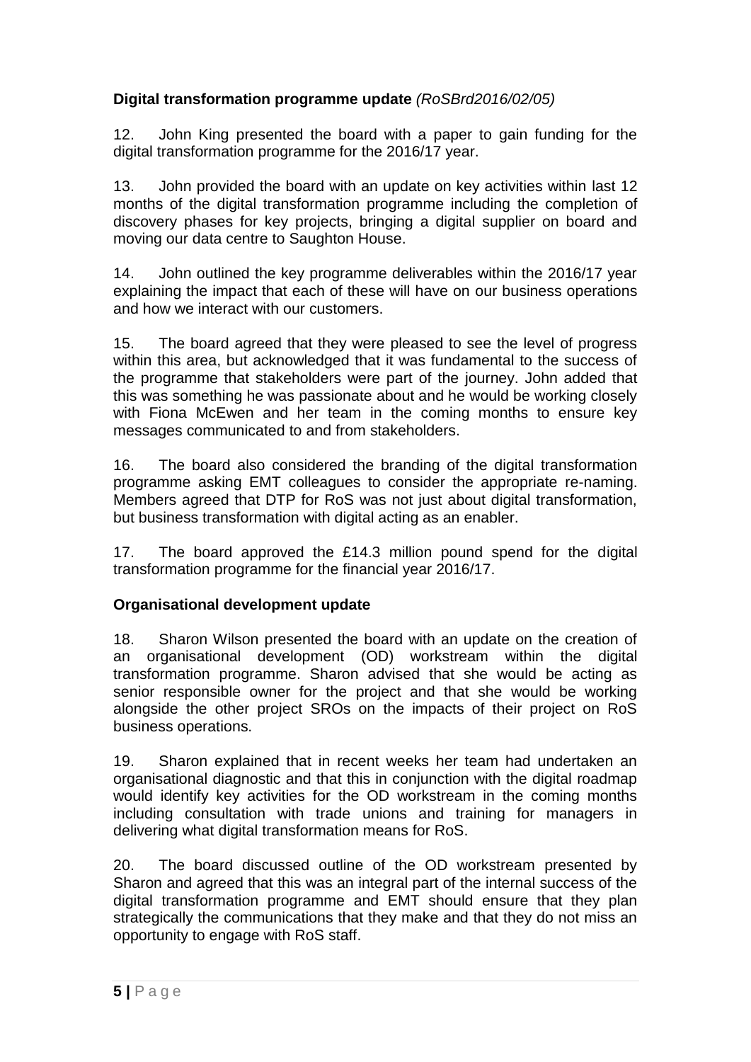**Digital transformation programme update** *(RoSBrd2016/02/05)*

12. John King presented the board with a paper to gain funding for the digital transformation programme for the 2016/17 year.

13. John provided the board with an update on key activities within last 12 months of the digital transformation programme including the completion of discovery phases for key projects, bringing a digital supplier on board and moving our data centre to Saughton House.

14. John outlined the key programme deliverables within the 2016/17 year explaining the impact that each of these will have on our business operations and how we interact with our customers.

15. The board agreed that they were pleased to see the level of progress within this area, but acknowledged that it was fundamental to the success of the programme that stakeholders were part of the journey. John added that this was something he was passionate about and he would be working closely with Fiona McEwen and her team in the coming months to ensure key messages communicated to and from stakeholders.

16. The board also considered the branding of the digital transformation programme asking EMT colleagues to consider the appropriate re-naming. Members agreed that DTP for RoS was not just about digital transformation, but business transformation with digital acting as an enabler.

17. The board approved the £14.3 million pound spend for the digital transformation programme for the financial year 2016/17.

**Organisational development update**

18. Sharon Wilson presented the board with an update on the creation of an organisational development (OD) workstream within the digital transformation programme. Sharon advised that she would be acting as senior responsible owner for the project and that she would be working alongside the other project SROs on the impacts of their project on RoS business operations.

19. Sharon explained that in recent weeks her team had undertaken an organisational diagnostic and that this in conjunction with the digital roadmap would identify key activities for the OD workstream in the coming months including consultation with trade unions and training for managers in delivering what digital transformation means for RoS.

20. The board discussed outline of the OD workstream presented by Sharon and agreed that this was an integral part of the internal success of the digital transformation programme and EMT should ensure that they plan strategically the communications that they make and that they do not miss an opportunity to engage with RoS staff.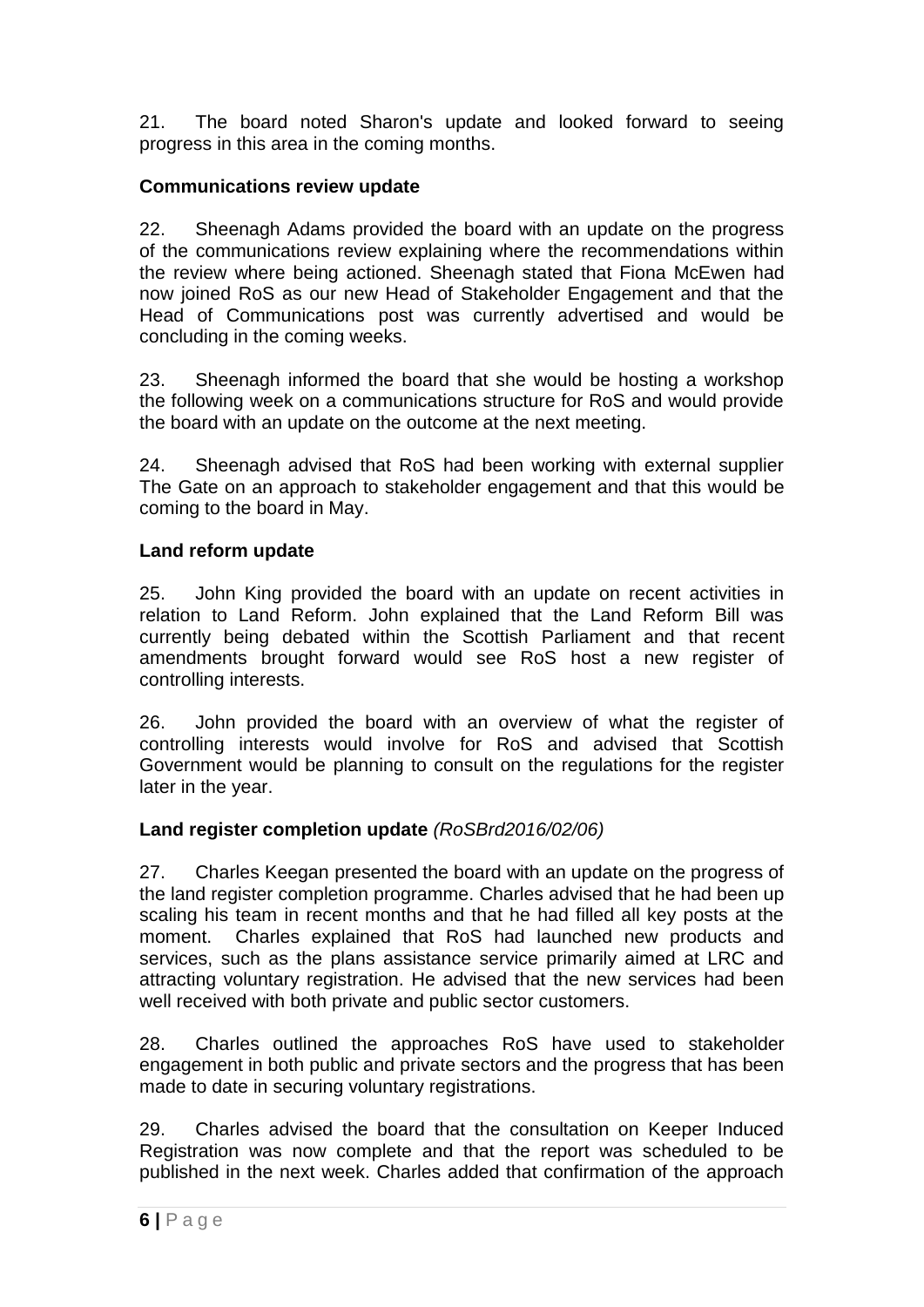21. The board noted Sharon's update and looked forward to seeing progress in this area in the coming months.

**Communications review update**

22. Sheenagh Adams provided the board with an update on the progress of the communications review explaining where the recommendations within the review where being actioned. Sheenagh stated that Fiona McEwen had now joined RoS as our new Head of Stakeholder Engagement and that the Head of Communications post was currently advertised and would be concluding in the coming weeks.

23. Sheenagh informed the board that she would be hosting a workshop the following week on a communications structure for RoS and would provide the board with an update on the outcome at the next meeting.

24. Sheenagh advised that RoS had been working with external supplier The Gate on an approach to stakeholder engagement and that this would be coming to the board in May.

**Land reform update**

25. John King provided the board with an update on recent activities in relation to Land Reform. John explained that the Land Reform Bill was currently being debated within the Scottish Parliament and that recent amendments brought forward would see RoS host a new register of controlling interests.

26. John provided the board with an overview of what the register of controlling interests would involve for RoS and advised that Scottish Government would be planning to consult on the regulations for the register later in the year.

**Land register completion update** *(RoSBrd2016/02/06)*

27. Charles Keegan presented the board with an update on the progress of the land register completion programme. Charles advised that he had been up scaling his team in recent months and that he had filled all key posts at the moment. Charles explained that RoS had launched new products and services, such as the plans assistance service primarily aimed at LRC and attracting voluntary registration. He advised that the new services had been well received with both private and public sector customers.

28. Charles outlined the approaches RoS have used to stakeholder engagement in both public and private sectors and the progress that has been made to date in securing voluntary registrations.

29. Charles advised the board that the consultation on Keeper Induced Registration was now complete and that the report was scheduled to be published in the next week. Charles added that confirmation of the approach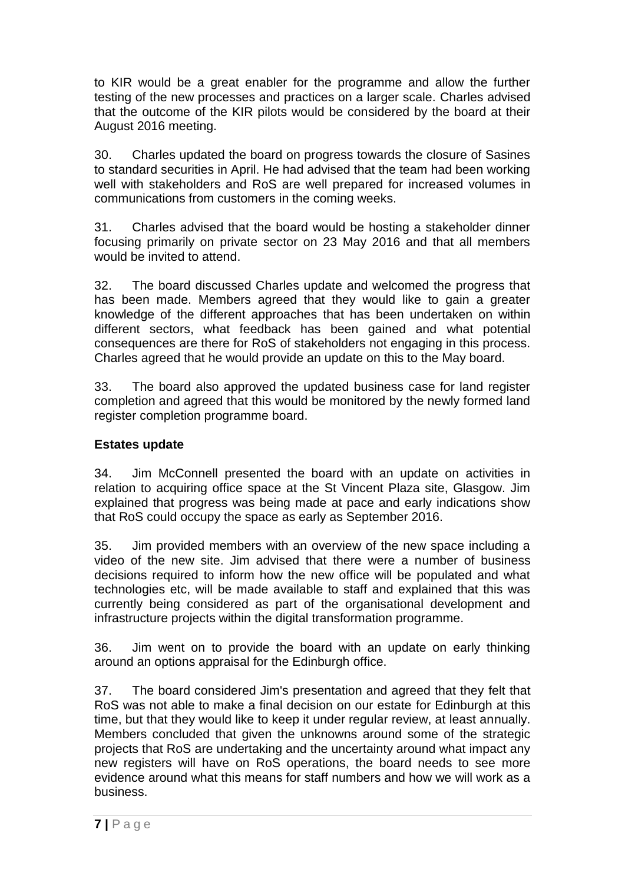to KIR would be a great enabler for the programme and allow the further testing of the new processes and practices on a larger scale. Charles advised that the outcome of the KIR pilots would be considered by the board at their August 2016 meeting.

30. Charles updated the board on progress towards the closure of Sasines to standard securities in April. He had advised that the team had been working well with stakeholders and RoS are well prepared for increased volumes in communications from customers in the coming weeks.

31. Charles advised that the board would be hosting a stakeholder dinner focusing primarily on private sector on 23 May 2016 and that all members would be invited to attend.

32. The board discussed Charles update and welcomed the progress that has been made. Members agreed that they would like to gain a greater knowledge of the different approaches that has been undertaken on within different sectors, what feedback has been gained and what potential consequences are there for RoS of stakeholders not engaging in this process. Charles agreed that he would provide an update on this to the May board.

33. The board also approved the updated business case for land register completion and agreed that this would be monitored by the newly formed land register completion programme board.

**Estates update**

34. Jim McConnell presented the board with an update on activities in relation to acquiring office space at the St Vincent Plaza site, Glasgow. Jim explained that progress was being made at pace and early indications show that RoS could occupy the space as early as September 2016.

35. Jim provided members with an overview of the new space including a video of the new site. Jim advised that there were a number of business decisions required to inform how the new office will be populated and what technologies etc, will be made available to staff and explained that this was currently being considered as part of the organisational development and infrastructure projects within the digital transformation programme.

36. Jim went on to provide the board with an update on early thinking around an options appraisal for the Edinburgh office.

37. The board considered Jim's presentation and agreed that they felt that RoS was not able to make a final decision on our estate for Edinburgh at this time, but that they would like to keep it under regular review, at least annually. Members concluded that given the unknowns around some of the strategic projects that RoS are undertaking and the uncertainty around what impact any new registers will have on RoS operations, the board needs to see more evidence around what this means for staff numbers and how we will work as a business.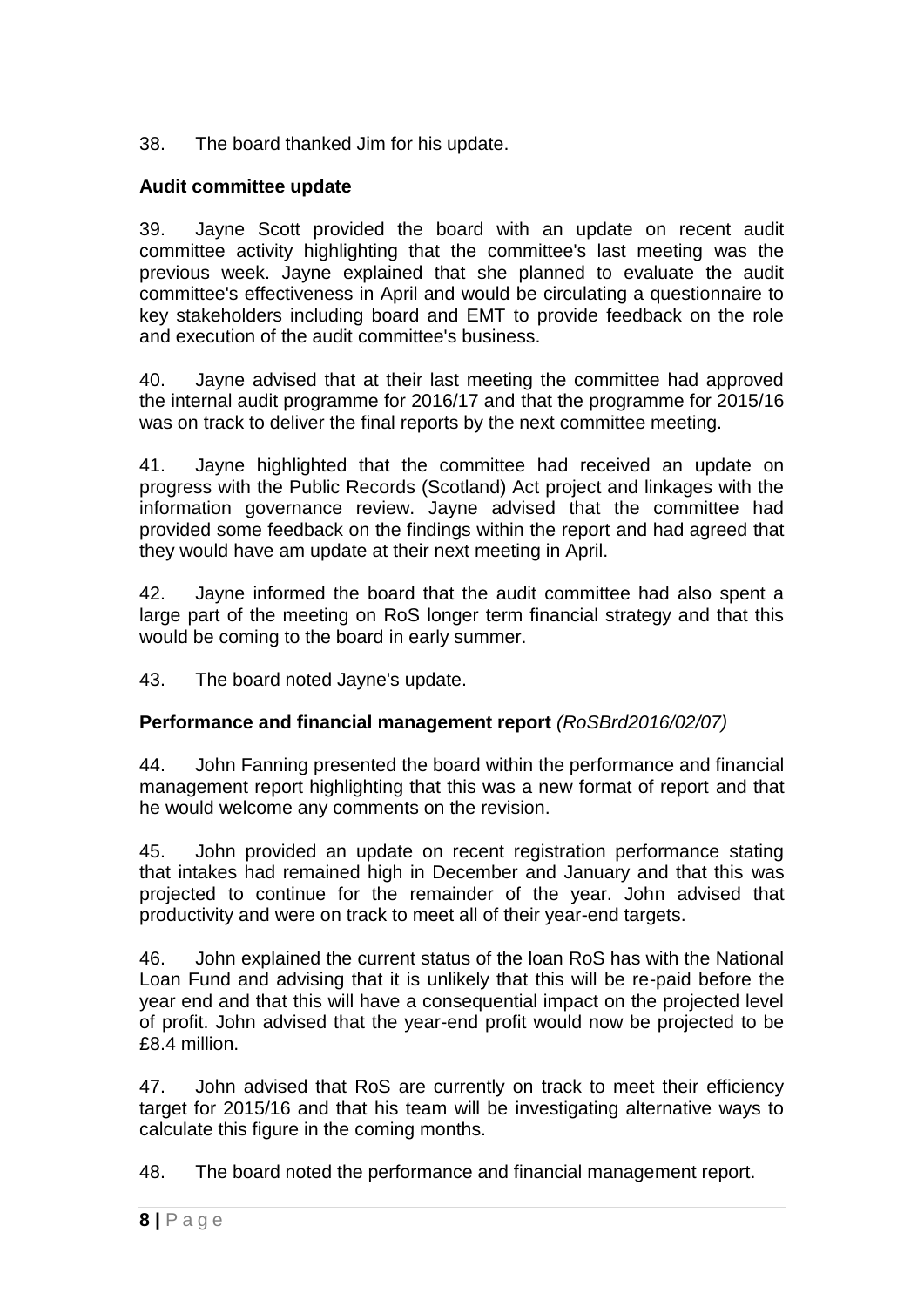38. The board thanked Jim for his update.

**Audit committee update**

39. Jayne Scott provided the board with an update on recent audit committee activity highlighting that the committee's last meeting was the previous week. Jayne explained that she planned to evaluate the audit committee's effectiveness in April and would be circulating a questionnaire to key stakeholders including board and EMT to provide feedback on the role and execution of the audit committee's business.

40. Jayne advised that at their last meeting the committee had approved the internal audit programme for 2016/17 and that the programme for 2015/16 was on track to deliver the final reports by the next committee meeting.

41. Jayne highlighted that the committee had received an update on progress with the Public Records (Scotland) Act project and linkages with the information governance review. Jayne advised that the committee had provided some feedback on the findings within the report and had agreed that they would have am update at their next meeting in April.

42. Jayne informed the board that the audit committee had also spent a large part of the meeting on RoS longer term financial strategy and that this would be coming to the board in early summer.

43. The board noted Jayne's update.

**Performance and financial management report** *(RoSBrd2016/02/07)*

44. John Fanning presented the board within the performance and financial management report highlighting that this was a new format of report and that he would welcome any comments on the revision.

45. John provided an update on recent registration performance stating that intakes had remained high in December and January and that this was projected to continue for the remainder of the year. John advised that productivity and were on track to meet all of their year-end targets.

46. John explained the current status of the loan RoS has with the National Loan Fund and advising that it is unlikely that this will be re-paid before the year end and that this will have a consequential impact on the projected level of profit. John advised that the year-end profit would now be projected to be £8.4 million.

47. John advised that RoS are currently on track to meet their efficiency target for 2015/16 and that his team will be investigating alternative ways to calculate this figure in the coming months.

48. The board noted the performance and financial management report.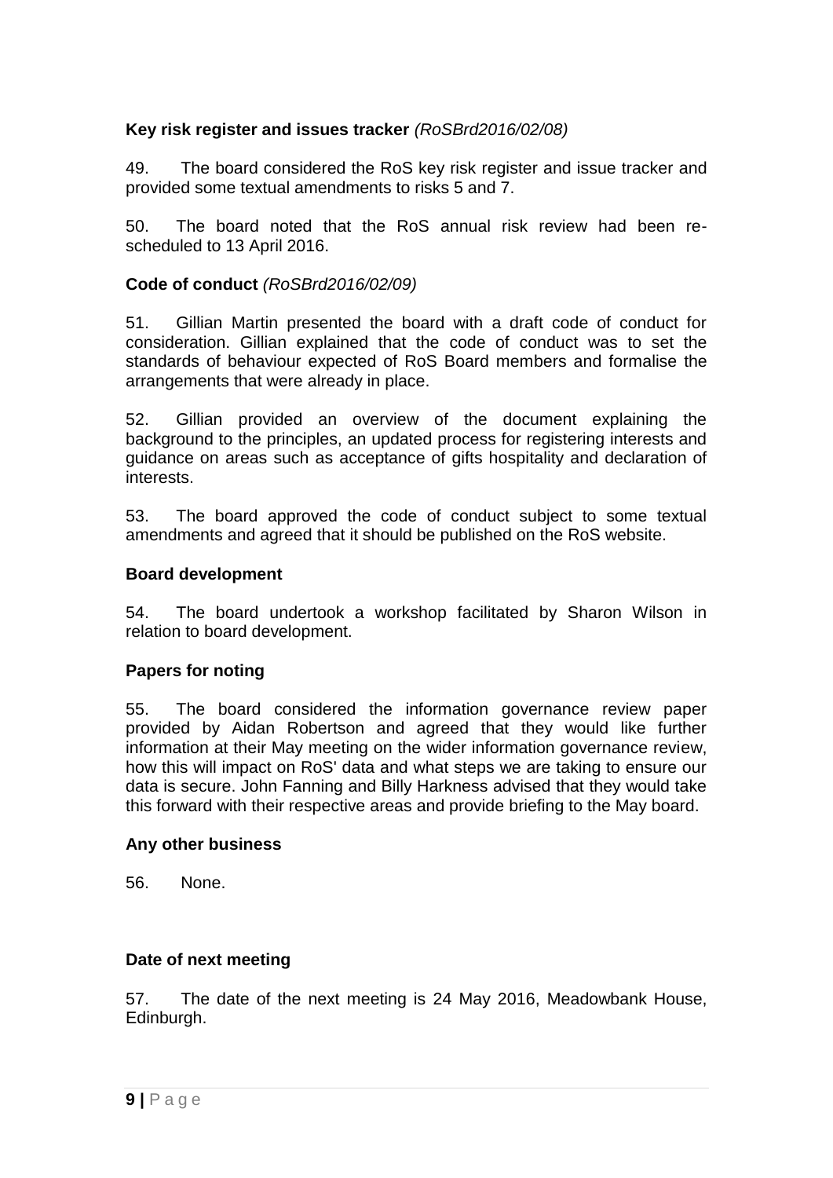**Key risk register and issues tracker** *(RoSBrd2016/02/08)*

49. The board considered the RoS key risk register and issue tracker and provided some textual amendments to risks 5 and 7.

50. The board noted that the RoS annual risk review had been re-scheduled to 13 April 2016.

**Code of conduct** *(RoSBrd2016/02/09)*

51. Gillian Martin presented the board with a draft code of conduct for consideration. Gillian explained that the code of conduct was to set the standards of behaviour expected of RoS Board members and formalise the arrangements that were already in place.

52. Gillian provided an overview of the document explaining the background to the principles, an updated process for registering interests and guidance on areas such as acceptance of gifts hospitality and declaration of interests.

53. The board approved the code of conduct subject to some textual amendments and agreed that it should be published on the RoS website.

**Board development**

54. The board undertook a workshop facilitated by Sharon Wilson in relation to board development.

**Papers for noting**

55. The board considered the information governance review paper provided by Aidan Robertson and agreed that they would like further information at their May meeting on the wider information governance review, how this will impact on RoS' data and what steps we are taking to ensure our data is secure. John Fanning and Billy Harkness advised that they would take this forward with their respective areas and provide briefing to the May board.

**Any other business**

56. None.

**Date of next meeting**

57. The date of the next meeting is 24 May 2016, Meadowbank House, Edinburgh.